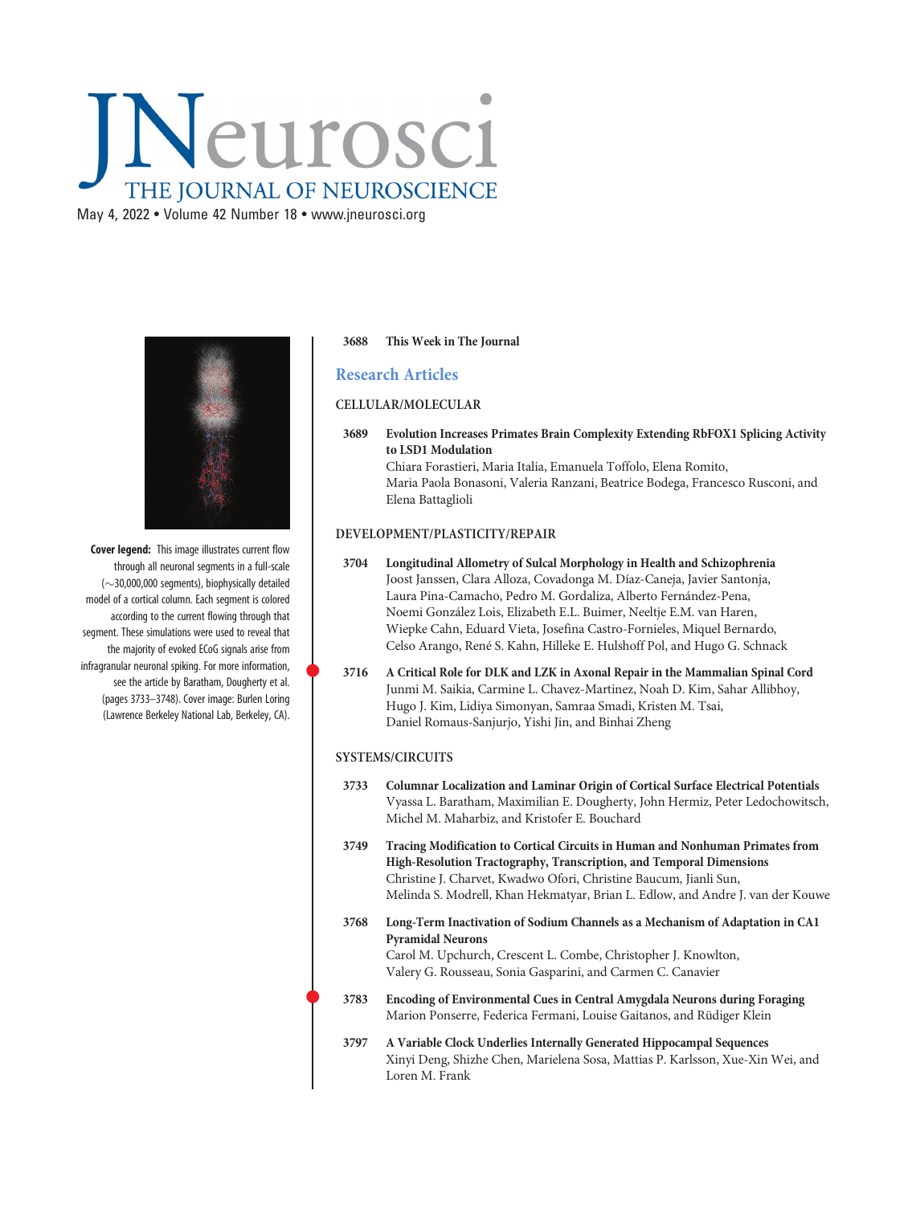# JNeurosci

## THE JOURNAL OF NEUROSCIENCE

May 4, 2022 • Volume 42 Number 18 • www.jneurosci.org

**Cover legend:** This image illustrates current flow through all neuronal segments in a full-scale (~30,000,000 segments), biophysically detailed model of a cortical column. Each segment is colored according to the current flowing through that segment. These simulations were used to reveal that the majority of evoked ECoG signals arise from infragranular neuronal spiking. For more information, see the article by Baratham, Dougherty et al. (pages 3733–3748). Cover image: Burlen Loring (Lawrence Berkeley National Lab, Berkeley, CA).

3688 **This Week in The Journal**

## Research Articles

### CELLULAR/MOLECULAR

3689 **Evolution Increases Primates Brain Complexity Extending RbFOX1 Splicing Activity to LSD1 Modulation**
Chiara Forastieri, Maria Italia, Emanuela Toffolo, Elena Romito, Maria Paola Bonasoni, Valeria Ranzani, Beatrice Bodega, Francesco Rusconi, and Elena Battaglioli

### DEVELOPMENT/PLASTICITY/REPAIR

3704 **Longitudinal Allometry of Sulcal Morphology in Health and Schizophrenia**
Joost Janssen, Clara Alloza, Covadonga M. Díaz-Caneja, Javier Santonja, Laura Pina-Camacho, Pedro M. Gordaliza, Alberto Fernández-Pena, Noemi González Lois, Elizabeth E.L. Buimer, Neeltje E.M. van Haren, Wiepke Cahn, Eduard Vieta, Josefina Castro-Fornieles, Miquel Bernardo, Celso Arango, René S. Kahn, Hilleke E. Hulshoff Pol, and Hugo G. Schnack

3716 **A Critical Role for DLK and LZK in Axonal Repair in the Mammalian Spinal Cord**
Junmi M. Saikia, Carmine L. Chavez-Martinez, Noah D. Kim, Sahar Allibhoy, Hugo J. Kim, Lidiya Simonyan, Samraa Smadi, Kristen M. Tsai, Daniel Romaus-Sanjurjo, Yishi Jin, and Binhai Zheng

### SYSTEMS/CIRCUITS

3733 **Columnar Localization and Laminar Origin of Cortical Surface Electrical Potentials**
Vyassa L. Baratham, Maximilian E. Dougherty, John Hermiz, Peter Ledochowitsch, Michel M. Maharbiz, and Kristofer E. Bouchard

3749 **Tracing Modification to Cortical Circuits in Human and Nonhuman Primates from High-Resolution Tractography, Transcription, and Temporal Dimensions**
Christine J. Charvet, Kwadwo Ofori, Christine Baucum, Jianli Sun, Melinda S. Modrell, Khan Hekmatyar, Brian L. Edlow, and Andre J. van der Kouwe

3768 **Long-Term Inactivation of Sodium Channels as a Mechanism of Adaptation in CA1 Pyramidal Neurons**
Carol M. Upchurch, Crescent L. Combe, Christopher J. Knowlton, Valery G. Rousseau, Sonia Gasparini, and Carmen C. Canavier

3783 **Encoding of Environmental Cues in Central Amygdala Neurons during Foraging**
Marion Ponserre, Federica Fermani, Louise Gaitanos, and Rüdiger Klein

3797 **A Variable Clock Underlies Internally Generated Hippocampal Sequences**
Xinyi Deng, Shizhe Chen, Marielena Sosa, Mattias P. Karlsson, Xue-Xin Wei, and Loren M. Frank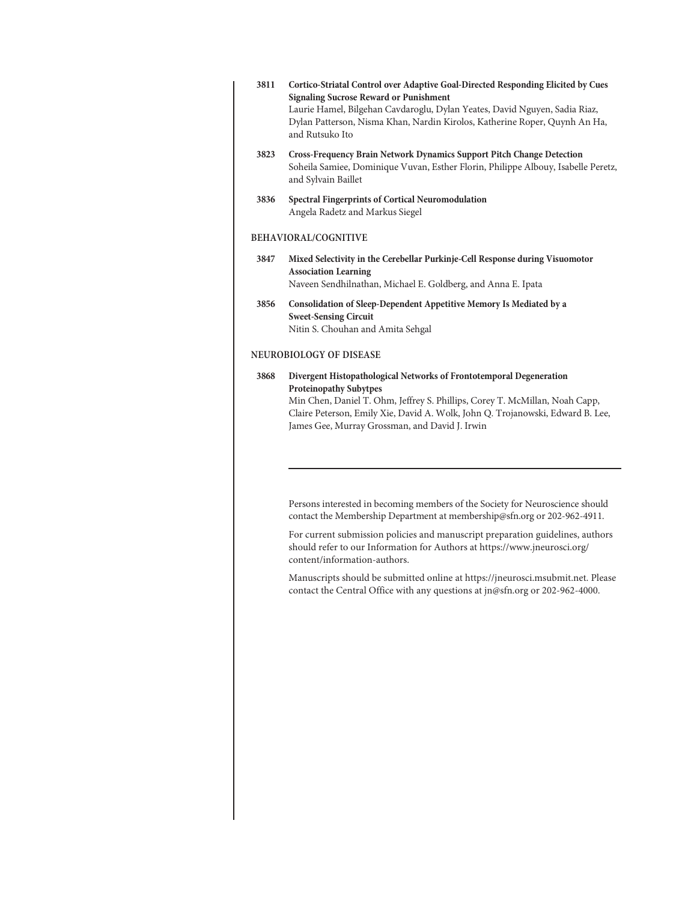**3811** **Cortico-Striatal Control over Adaptive Goal-Directed Responding Elicited by Cues Signaling Sucrose Reward or Punishment**
Laurie Hamel, Bilgehan Cavdaroglu, Dylan Yeates, David Nguyen, Sadia Riaz, Dylan Patterson, Nisma Khan, Nardin Kirolos, Katherine Roper, Quynh An Ha, and Rutsuko Ito

**3823** **Cross-Frequency Brain Network Dynamics Support Pitch Change Detection**
Soheila Samiee, Dominique Vuvan, Esther Florin, Philippe Albouy, Isabelle Peretz, and Sylvain Baillet

**3836** **Spectral Fingerprints of Cortical Neuromodulation**
Angela Radetz and Markus Siegel

## BEHAVIORAL/COGNITIVE

**3847** **Mixed Selectivity in the Cerebellar Purkinje-Cell Response during Visuomotor Association Learning**
Naveen Sendhilnathan, Michael E. Goldberg, and Anna E. Ipata

**3856** **Consolidation of Sleep-Dependent Appetitive Memory Is Mediated by a Sweet-Sensing Circuit**
Nitin S. Chouhan and Amita Sehgal

## NEUROBIOLOGY OF DISEASE

**3868** **Divergent Histopathological Networks of Frontotemporal Degeneration Proteinopathy Subytpes**
Min Chen, Daniel T. Ohm, Jeffrey S. Phillips, Corey T. McMillan, Noah Capp, Claire Peterson, Emily Xie, David A. Wolk, John Q. Trojanowski, Edward B. Lee, James Gee, Murray Grossman, and David J. Irwin

---

Persons interested in becoming members of the Society for Neuroscience should contact the Membership Department at membership@sfn.org or 202-962-4911.

For current submission policies and manuscript preparation guidelines, authors should refer to our Information for Authors at https://www.jneurosci.org/content/information-authors.

Manuscripts should be submitted online at https://jneurosci.msubmit.net. Please contact the Central Office with any questions at jn@sfn.org or 202-962-4000.